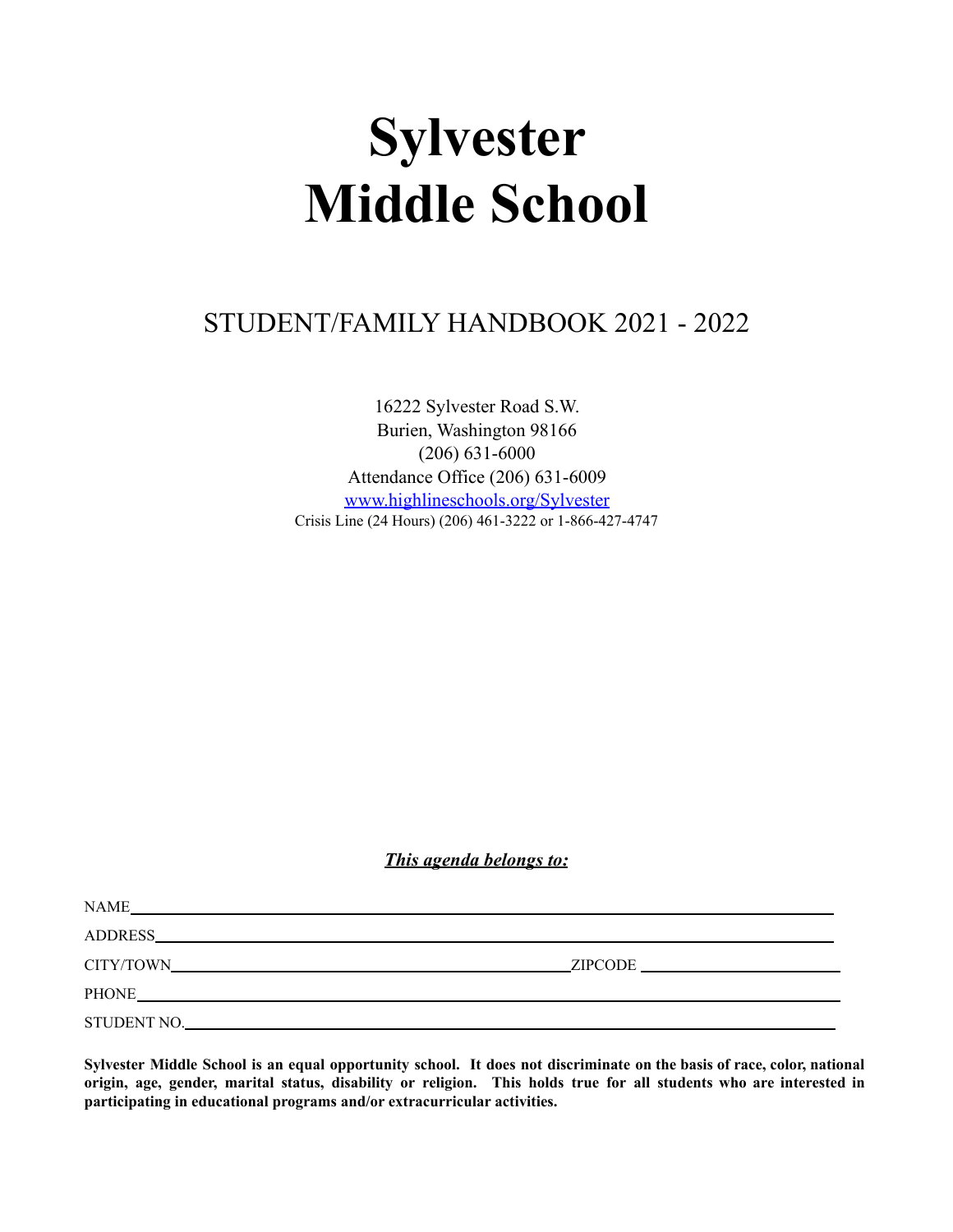# Sylvester Middle School

## STUDENT/FAMILY HANDBOOK 2021 - 2022

16222 Sylvester Road S.W.
Burien, Washington 98166
(206) 631-6000
Attendance Office (206) 631-6009
[www.highlineschools.org/Sylvester](http://www.highlineschools.org/Sylvester)
Crisis Line (24 Hours) (206) 461-3222 or 1-866-427-4747

***This agenda belongs to:***

NAME\_\_\_\_\_\_\_\_\_\_\_\_\_\_\_\_\_\_\_\_\_\_\_\_\_\_\_\_\_\_\_\_\_\_\_\_\_\_\_\_

ADDRESS\_\_\_\_\_\_\_\_\_\_\_\_\_\_\_\_\_\_\_\_\_\_\_\_\_\_\_\_\_\_\_\_\_\_\_\_\_\_

CITY/TOWN\_\_\_\_\_\_\_\_\_\_\_\_\_\_\_\_\_\_\_\_\_\_\_\_ ZIPCODE \_\_\_\_\_\_\_\_\_\_\_\_

PHONE\_\_\_\_\_\_\_\_\_\_\_\_\_\_\_\_\_\_\_\_\_\_\_\_\_\_\_\_\_\_\_\_\_\_\_\_\_\_\_\_

STUDENT NO.\_\_\_\_\_\_\_\_\_\_\_\_\_\_\_\_\_\_\_\_\_\_\_\_\_\_\_\_\_\_\_\_\_\_\_

**Sylvester Middle School is an equal opportunity school. It does not discriminate on the basis of race, color, national origin, age, gender, marital status, disability or religion. This holds true for all students who are interested in participating in educational programs and/or extracurricular activities.**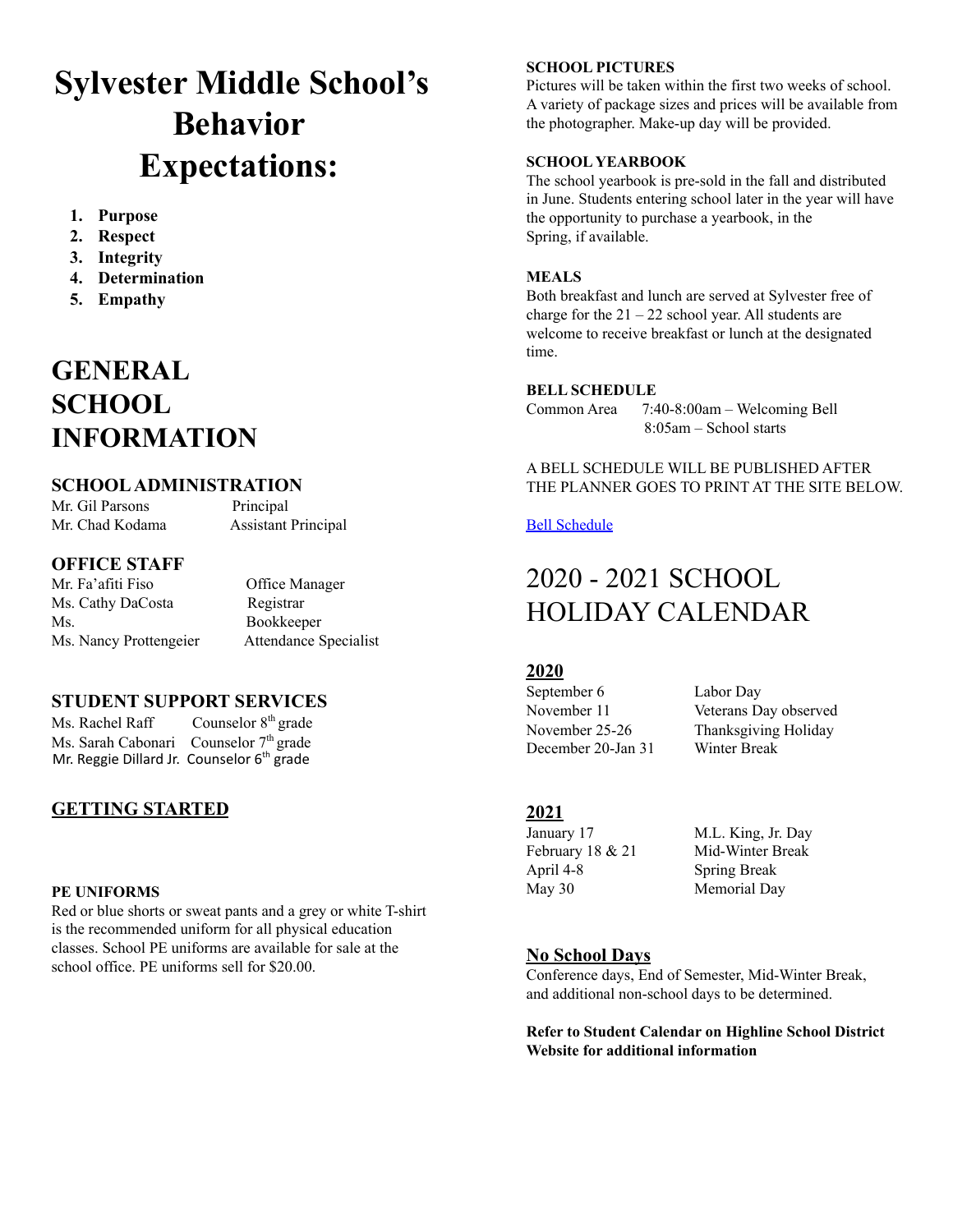# Sylvester Middle School's Behavior Expectations:

1. **Purpose**
2. **Respect**
3. **Integrity**
4. **Determination**
5. **Empathy**

# GENERAL SCHOOL INFORMATION

## SCHOOL ADMINISTRATION

| | |
|---|---|
| Mr. Gil Parsons | Principal |
| Mr. Chad Kodama | Assistant Principal |

## OFFICE STAFF

| | |
|---|---|
| Mr. Fa'afiti Fiso | Office Manager |
| Ms. Cathy DaCosta | Registrar |
| Ms. | Bookkeeper |
| Ms. Nancy Prottengeier | Attendance Specialist |

## STUDENT SUPPORT SERVICES

| | |
|---|---|
| Ms. Rachel Raff | Counselor 8th grade |
| Ms. Sarah Cabonari | Counselor 7th grade |
| Mr. Reggie Dillard Jr. | Counselor 6th grade |

## GETTING STARTED

**PE UNIFORMS**

Red or blue shorts or sweat pants and a grey or white T-shirt is the recommended uniform for all physical education classes. School PE uniforms are available for sale at the school office. PE uniforms sell for $20.00.

**SCHOOL PICTURES**

Pictures will be taken within the first two weeks of school. A variety of package sizes and prices will be available from the photographer. Make-up day will be provided.

**SCHOOL YEARBOOK**

The school yearbook is pre-sold in the fall and distributed in June. Students entering school later in the year will have the opportunity to purchase a yearbook, in the Spring, if available.

**MEALS**

Both breakfast and lunch are served at Sylvester free of charge for the 21 – 22 school year. All students are welcome to receive breakfast or lunch at the designated time.

**BELL SCHEDULE**

Common Area 7:40-8:00am – Welcoming Bell
8:05am – School starts

A BELL SCHEDULE WILL BE PUBLISHED AFTER THE PLANNER GOES TO PRINT AT THE SITE BELOW.

Bell Schedule

# 2020 - 2021 SCHOOL HOLIDAY CALENDAR

**2020**

| | |
|---|---|
| September 6 | Labor Day |
| November 11 | Veterans Day observed |
| November 25-26 | Thanksgiving Holiday |
| December 20-Jan 31 | Winter Break |

**2021**

| | |
|---|---|
| January 17 | M.L. King, Jr. Day |
| February 18 & 21 | Mid-Winter Break |
| April 4-8 | Spring Break |
| May 30 | Memorial Day |

**No School Days**

Conference days, End of Semester, Mid-Winter Break, and additional non-school days to be determined.

**Refer to Student Calendar on Highline School District Website for additional information**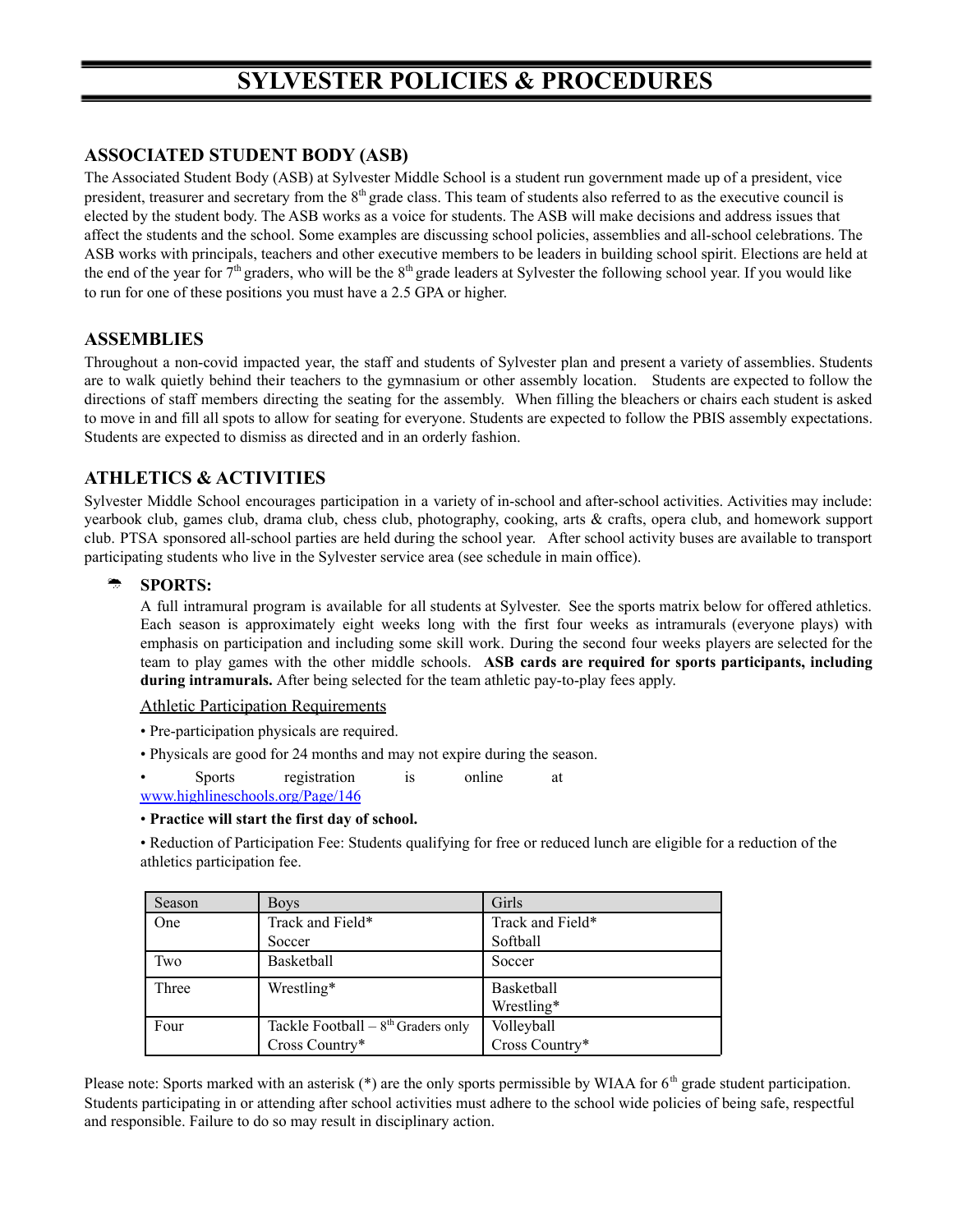# SYLVESTER POLICIES & PROCEDURES

## ASSOCIATED STUDENT BODY (ASB)

The Associated Student Body (ASB) at Sylvester Middle School is a student run government made up of a president, vice president, treasurer and secretary from the 8th grade class. This team of students also referred to as the executive council is elected by the student body. The ASB works as a voice for students. The ASB will make decisions and address issues that affect the students and the school. Some examples are discussing school policies, assemblies and all-school celebrations. The ASB works with principals, teachers and other executive members to be leaders in building school spirit. Elections are held at the end of the year for 7th graders, who will be the 8th grade leaders at Sylvester the following school year. If you would like to run for one of these positions you must have a 2.5 GPA or higher.

## ASSEMBLIES

Throughout a non-covid impacted year, the staff and students of Sylvester plan and present a variety of assemblies. Students are to walk quietly behind their teachers to the gymnasium or other assembly location. Students are expected to follow the directions of staff members directing the seating for the assembly. When filling the bleachers or chairs each student is asked to move in and fill all spots to allow for seating for everyone. Students are expected to follow the PBIS assembly expectations. Students are expected to dismiss as directed and in an orderly fashion.

## ATHLETICS & ACTIVITIES

Sylvester Middle School encourages participation in a variety of in-school and after-school activities. Activities may include: yearbook club, games club, drama club, chess club, photography, cooking, arts & crafts, opera club, and homework support club. PTSA sponsored all-school parties are held during the school year. After school activity buses are available to transport participating students who live in the Sylvester service area (see schedule in main office).

### SPORTS:

A full intramural program is available for all students at Sylvester. See the sports matrix below for offered athletics. Each season is approximately eight weeks long with the first four weeks as intramurals (everyone plays) with emphasis on participation and including some skill work. During the second four weeks players are selected for the team to play games with the other middle schools. **ASB cards are required for sports participants, including during intramurals.** After being selected for the team athletic pay-to-play fees apply.

Athletic Participation Requirements

- Pre-participation physicals are required.
- Physicals are good for 24 months and may not expire during the season.
- Sports registration is online at www.highlineschools.org/Page/146
- **Practice will start the first day of school.**
- Reduction of Participation Fee: Students qualifying for free or reduced lunch are eligible for a reduction of the athletics participation fee.

| Season | Boys | Girls |
|---|---|---|
| One | Track and Field*<br>Soccer | Track and Field*<br>Softball |
| Two | Basketball | Soccer |
| Three | Wrestling* | Basketball<br>Wrestling* |
| Four | Tackle Football – 8th Graders only<br>Cross Country* | Volleyball<br>Cross Country* |

Please note: Sports marked with an asterisk (*) are the only sports permissible by WIAA for 6th grade student participation. Students participating in or attending after school activities must adhere to the school wide policies of being safe, respectful and responsible. Failure to do so may result in disciplinary action.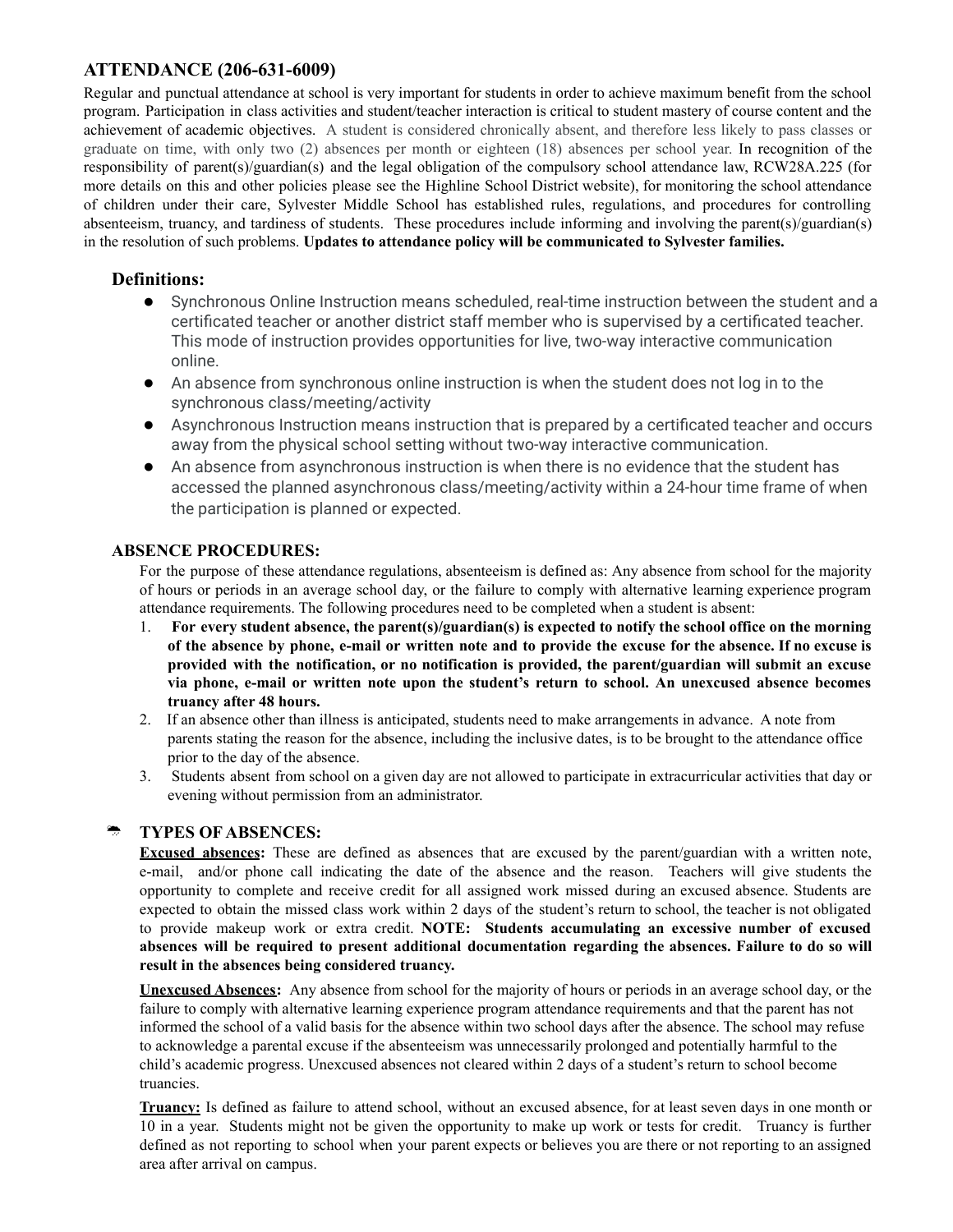## ATTENDANCE (206-631-6009)

Regular and punctual attendance at school is very important for students in order to achieve maximum benefit from the school program. Participation in class activities and student/teacher interaction is critical to student mastery of course content and the achievement of academic objectives. A student is considered chronically absent, and therefore less likely to pass classes or graduate on time, with only two (2) absences per month or eighteen (18) absences per school year. In recognition of the responsibility of parent(s)/guardian(s) and the legal obligation of the compulsory school attendance law, RCW28A.225 (for more details on this and other policies please see the Highline School District website), for monitoring the school attendance of children under their care, Sylvester Middle School has established rules, regulations, and procedures for controlling absenteeism, truancy, and tardiness of students. These procedures include informing and involving the parent(s)/guardian(s) in the resolution of such problems. **Updates to attendance policy will be communicated to Sylvester families.**

### Definitions:

- Synchronous Online Instruction means scheduled, real-time instruction between the student and a certificated teacher or another district staff member who is supervised by a certificated teacher. This mode of instruction provides opportunities for live, two-way interactive communication online.
- An absence from synchronous online instruction is when the student does not log in to the synchronous class/meeting/activity
- Asynchronous Instruction means instruction that is prepared by a certificated teacher and occurs away from the physical school setting without two-way interactive communication.
- An absence from asynchronous instruction is when there is no evidence that the student has accessed the planned asynchronous class/meeting/activity within a 24-hour time frame of when the participation is planned or expected.

### ABSENCE PROCEDURES:

For the purpose of these attendance regulations, absenteeism is defined as: Any absence from school for the majority of hours or periods in an average school day, or the failure to comply with alternative learning experience program attendance requirements. The following procedures need to be completed when a student is absent:

1. **For every student absence, the parent(s)/guardian(s) is expected to notify the school office on the morning of the absence by phone, e-mail or written note and to provide the excuse for the absence. If no excuse is provided with the notification, or no notification is provided, the parent/guardian will submit an excuse via phone, e-mail or written note upon the student's return to school. An unexcused absence becomes truancy after 48 hours.**
2. If an absence other than illness is anticipated, students need to make arrangements in advance. A note from parents stating the reason for the absence, including the inclusive dates, is to be brought to the attendance office prior to the day of the absence.
3. Students absent from school on a given day are not allowed to participate in extracurricular activities that day or evening without permission from an administrator.

### TYPES OF ABSENCES:

**Excused absences:** These are defined as absences that are excused by the parent/guardian with a written note, e-mail, and/or phone call indicating the date of the absence and the reason. Teachers will give students the opportunity to complete and receive credit for all assigned work missed during an excused absence. Students are expected to obtain the missed class work within 2 days of the student's return to school, the teacher is not obligated to provide makeup work or extra credit. **NOTE: Students accumulating an excessive number of excused absences will be required to present additional documentation regarding the absences. Failure to do so will result in the absences being considered truancy.**

**Unexcused Absences:** Any absence from school for the majority of hours or periods in an average school day, or the failure to comply with alternative learning experience program attendance requirements and that the parent has not informed the school of a valid basis for the absence within two school days after the absence. The school may refuse to acknowledge a parental excuse if the absenteeism was unnecessarily prolonged and potentially harmful to the child's academic progress. Unexcused absences not cleared within 2 days of a student's return to school become truancies.

**Truancy:** Is defined as failure to attend school, without an excused absence, for at least seven days in one month or 10 in a year. Students might not be given the opportunity to make up work or tests for credit. Truancy is further defined as not reporting to school when your parent expects or believes you are there or not reporting to an assigned area after arrival on campus.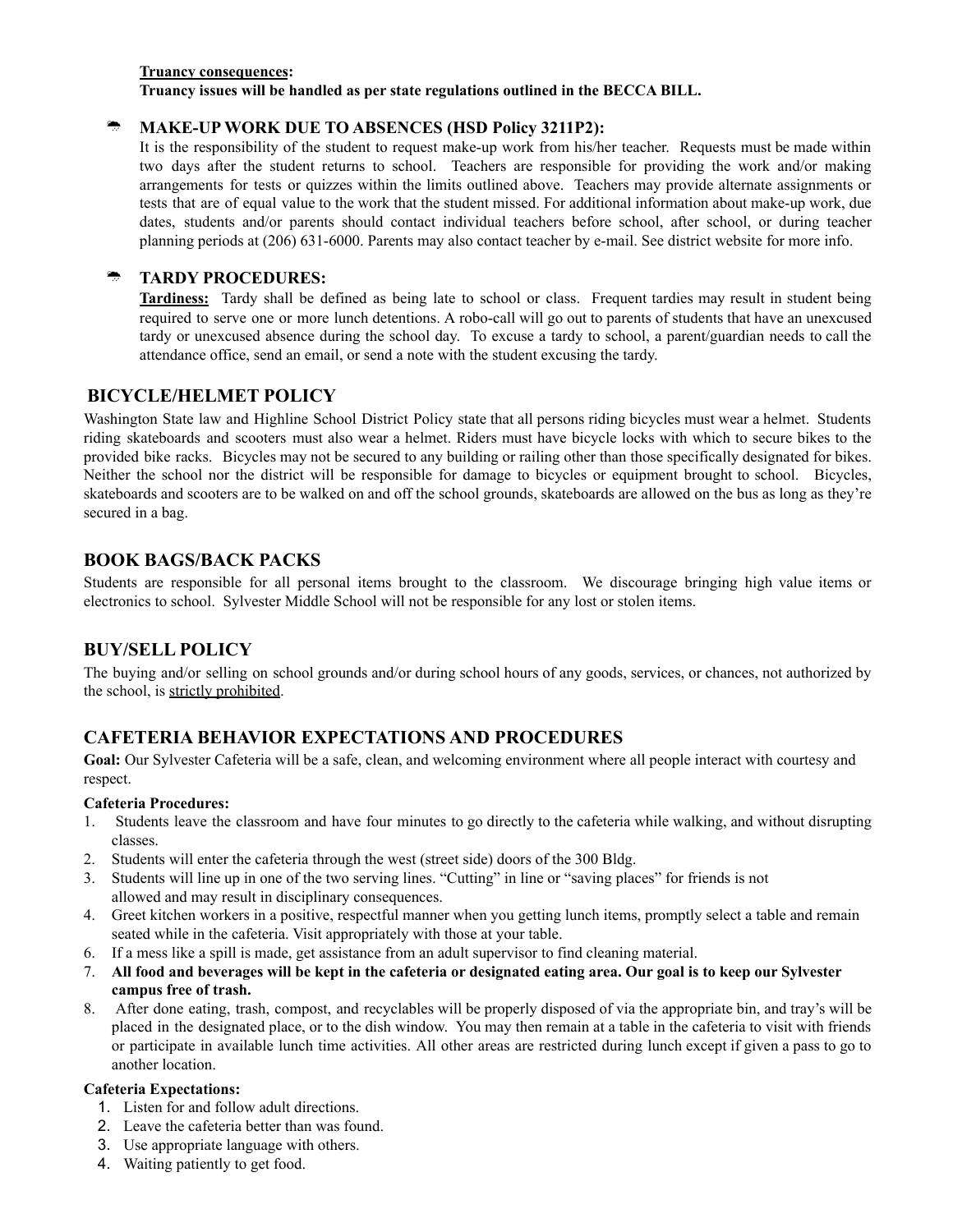**Truancy consequences:**
**Truancy issues will be handled as per state regulations outlined in the BECCA BILL.**

### MAKE-UP WORK DUE TO ABSENCES (HSD Policy 3211P2):

It is the responsibility of the student to request make-up work from his/her teacher. Requests must be made within two days after the student returns to school. Teachers are responsible for providing the work and/or making arrangements for tests or quizzes within the limits outlined above. Teachers may provide alternate assignments or tests that are of equal value to the work that the student missed. For additional information about make-up work, due dates, students and/or parents should contact individual teachers before school, after school, or during teacher planning periods at (206) 631-6000. Parents may also contact teacher by e-mail. See district website for more info.

### TARDY PROCEDURES:

**Tardiness:** Tardy shall be defined as being late to school or class. Frequent tardies may result in student being required to serve one or more lunch detentions. A robo-call will go out to parents of students that have an unexcused tardy or unexcused absence during the school day. To excuse a tardy to school, a parent/guardian needs to call the attendance office, send an email, or send a note with the student excusing the tardy.

## BICYCLE/HELMET POLICY

Washington State law and Highline School District Policy state that all persons riding bicycles must wear a helmet. Students riding skateboards and scooters must also wear a helmet. Riders must have bicycle locks with which to secure bikes to the provided bike racks. Bicycles may not be secured to any building or railing other than those specifically designated for bikes. Neither the school nor the district will be responsible for damage to bicycles or equipment brought to school. Bicycles, skateboards and scooters are to be walked on and off the school grounds, skateboards are allowed on the bus as long as they're secured in a bag.

## BOOK BAGS/BACK PACKS

Students are responsible for all personal items brought to the classroom. We discourage bringing high value items or electronics to school. Sylvester Middle School will not be responsible for any lost or stolen items.

## BUY/SELL POLICY

The buying and/or selling on school grounds and/or during school hours of any goods, services, or chances, not authorized by the school, is strictly prohibited.

## CAFETERIA BEHAVIOR EXPECTATIONS AND PROCEDURES

**Goal:** Our Sylvester Cafeteria will be a safe, clean, and welcoming environment where all people interact with courtesy and respect.

**Cafeteria Procedures:**

1. Students leave the classroom and have four minutes to go directly to the cafeteria while walking, and without disrupting classes.
2. Students will enter the cafeteria through the west (street side) doors of the 300 Bldg.
3. Students will line up in one of the two serving lines. "Cutting" in line or "saving places" for friends is not allowed and may result in disciplinary consequences.
4. Greet kitchen workers in a positive, respectful manner when you getting lunch items, promptly select a table and remain seated while in the cafeteria. Visit appropriately with those at your table.
6. If a mess like a spill is made, get assistance from an adult supervisor to find cleaning material.
7. **All food and beverages will be kept in the cafeteria or designated eating area. Our goal is to keep our Sylvester campus free of trash.**
8. After done eating, trash, compost, and recyclables will be properly disposed of via the appropriate bin, and tray's will be placed in the designated place, or to the dish window. You may then remain at a table in the cafeteria to visit with friends or participate in available lunch time activities. All other areas are restricted during lunch except if given a pass to go to another location.

**Cafeteria Expectations:**

1. Listen for and follow adult directions.
2. Leave the cafeteria better than was found.
3. Use appropriate language with others.
4. Waiting patiently to get food.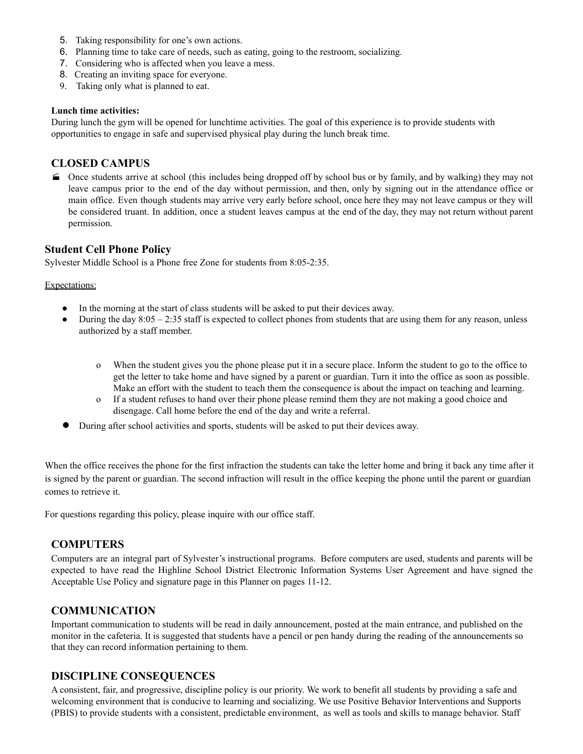5. Taking responsibility for one's own actions.
6. Planning time to take care of needs, such as eating, going to the restroom, socializing.
7. Considering who is affected when you leave a mess.
8. Creating an inviting space for everyone.
9. Taking only what is planned to eat.

**Lunch time activities:**
During lunch the gym will be opened for lunchtime activities. The goal of this experience is to provide students with opportunities to engage in safe and supervised physical play during the lunch break time.

## CLOSED CAMPUS

- Once students arrive at school (this includes being dropped off by school bus or by family, and by walking) they may not leave campus prior to the end of the day without permission, and then, only by signing out in the attendance office or main office. Even though students may arrive very early before school, once here they may not leave campus or they will be considered truant. In addition, once a student leaves campus at the end of the day, they may not return without parent permission.

## Student Cell Phone Policy

Sylvester Middle School is a Phone free Zone for students from 8:05-2:35.

Expectations:

- In the morning at the start of class students will be asked to put their devices away.
- During the day 8:05 – 2:35 staff is expected to collect phones from students that are using them for any reason, unless authorized by a staff member.
  - When the student gives you the phone please put it in a secure place. Inform the student to go to the office to get the letter to take home and have signed by a parent or guardian. Turn it into the office as soon as possible. Make an effort with the student to teach them the consequence is about the impact on teaching and learning.
  - If a student refuses to hand over their phone please remind them they are not making a good choice and disengage. Call home before the end of the day and write a referral.
- During after school activities and sports, students will be asked to put their devices away.

When the office receives the phone for the first infraction the students can take the letter home and bring it back any time after it is signed by the parent or guardian. The second infraction will result in the office keeping the phone until the parent or guardian comes to retrieve it.

For questions regarding this policy, please inquire with our office staff.

## COMPUTERS

Computers are an integral part of Sylvester's instructional programs. Before computers are used, students and parents will be expected to have read the Highline School District Electronic Information Systems User Agreement and have signed the Acceptable Use Policy and signature page in this Planner on pages 11-12.

## COMMUNICATION

Important communication to students will be read in daily announcement, posted at the main entrance, and published on the monitor in the cafeteria. It is suggested that students have a pencil or pen handy during the reading of the announcements so that they can record information pertaining to them.

## DISCIPLINE CONSEQUENCES

A consistent, fair, and progressive, discipline policy is our priority. We work to benefit all students by providing a safe and welcoming environment that is conducive to learning and socializing. We use Positive Behavior Interventions and Supports (PBIS) to provide students with a consistent, predictable environment, as well as tools and skills to manage behavior. Staff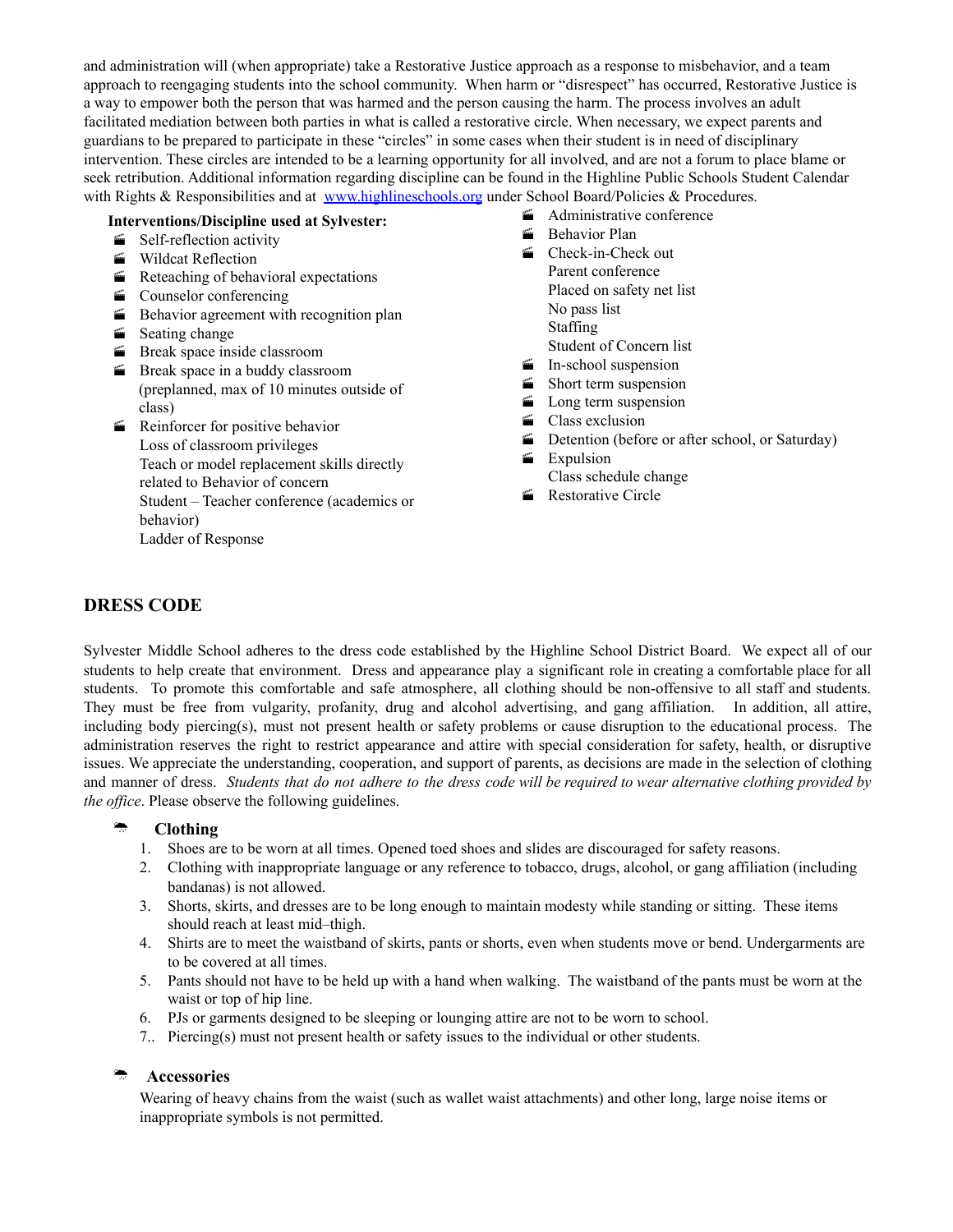and administration will (when appropriate) take a Restorative Justice approach as a response to misbehavior, and a team approach to reengaging students into the school community. When harm or "disrespect" has occurred, Restorative Justice is a way to empower both the person that was harmed and the person causing the harm. The process involves an adult facilitated mediation between both parties in what is called a restorative circle. When necessary, we expect parents and guardians to be prepared to participate in these "circles" in some cases when their student is in need of disciplinary intervention. These circles are intended to be a learning opportunity for all involved, and are not a forum to place blame or seek retribution. Additional information regarding discipline can be found in the Highline Public Schools Student Calendar with Rights & Responsibilities and at [www.highlineschools.org](http://www.highlineschools.org) under School Board/Policies & Procedures.

**Interventions/Discipline used at Sylvester:**

- Self-reflection activity
- Wildcat Reflection
- Reteaching of behavioral expectations
- Counselor conferencing
- Behavior agreement with recognition plan
- Seating change
- Break space inside classroom
- Break space in a buddy classroom (preplanned, max of 10 minutes outside of class)
- Reinforcer for positive behavior
  Loss of classroom privileges
  Teach or model replacement skills directly related to Behavior of concern
  Student – Teacher conference (academics or behavior)
  Ladder of Response
- Administrative conference
- Behavior Plan
- Check-in-Check out
  Parent conference
  Placed on safety net list
  No pass list
  Staffing
  Student of Concern list
- In-school suspension
- Short term suspension
- Long term suspension
- Class exclusion
- Detention (before or after school, or Saturday)
- Expulsion
  Class schedule change
- Restorative Circle

## DRESS CODE

Sylvester Middle School adheres to the dress code established by the Highline School District Board. We expect all of our students to help create that environment. Dress and appearance play a significant role in creating a comfortable place for all students. To promote this comfortable and safe atmosphere, all clothing should be non-offensive to all staff and students. They must be free from vulgarity, profanity, drug and alcohol advertising, and gang affiliation. In addition, all attire, including body piercing(s), must not present health or safety problems or cause disruption to the educational process. The administration reserves the right to restrict appearance and attire with special consideration for safety, health, or disruptive issues. We appreciate the understanding, cooperation, and support of parents, as decisions are made in the selection of clothing and manner of dress. *Students that do not adhere to the dress code will be required to wear alternative clothing provided by the office*. Please observe the following guidelines.

### Clothing

1. Shoes are to be worn at all times. Opened toed shoes and slides are discouraged for safety reasons.
2. Clothing with inappropriate language or any reference to tobacco, drugs, alcohol, or gang affiliation (including bandanas) is not allowed.
3. Shorts, skirts, and dresses are to be long enough to maintain modesty while standing or sitting. These items should reach at least mid–thigh.
4. Shirts are to meet the waistband of skirts, pants or shorts, even when students move or bend. Undergarments are to be covered at all times.
5. Pants should not have to be held up with a hand when walking. The waistband of the pants must be worn at the waist or top of hip line.
6. PJs or garments designed to be sleeping or lounging attire are not to be worn to school.
7. Piercing(s) must not present health or safety issues to the individual or other students.

### Accessories

Wearing of heavy chains from the waist (such as wallet waist attachments) and other long, large noise items or inappropriate symbols is not permitted.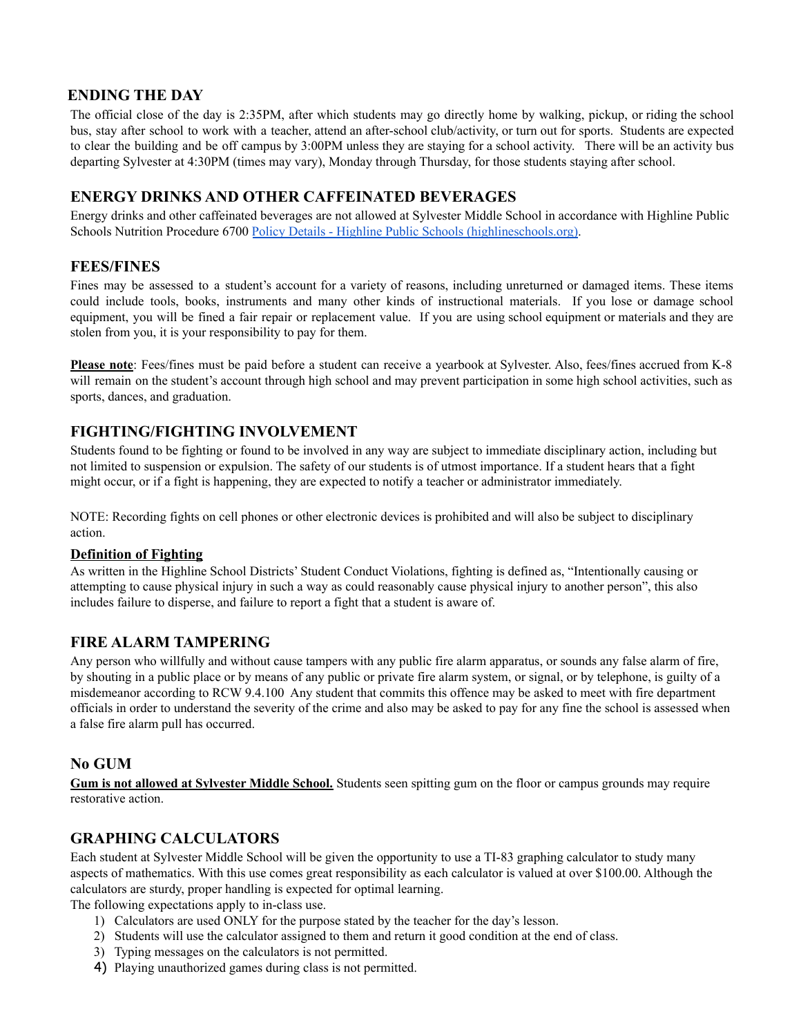## ENDING THE DAY

The official close of the day is 2:35PM, after which students may go directly home by walking, pickup, or riding the school bus, stay after school to work with a teacher, attend an after-school club/activity, or turn out for sports. Students are expected to clear the building and be off campus by 3:00PM unless they are staying for a school activity. There will be an activity bus departing Sylvester at 4:30PM (times may vary), Monday through Thursday, for those students staying after school.

## ENERGY DRINKS AND OTHER CAFFEINATED BEVERAGES

Energy drinks and other caffeinated beverages are not allowed at Sylvester Middle School in accordance with Highline Public Schools Nutrition Procedure 6700 [Policy Details - Highline Public Schools (highlineschools.org)](highlineschools.org).

## FEES/FINES

Fines may be assessed to a student's account for a variety of reasons, including unreturned or damaged items. These items could include tools, books, instruments and many other kinds of instructional materials. If you lose or damage school equipment, you will be fined a fair repair or replacement value. If you are using school equipment or materials and they are stolen from you, it is your responsibility to pay for them.

**Please note**: Fees/fines must be paid before a student can receive a yearbook at Sylvester. Also, fees/fines accrued from K-8 will remain on the student's account through high school and may prevent participation in some high school activities, such as sports, dances, and graduation.

## FIGHTING/FIGHTING INVOLVEMENT

Students found to be fighting or found to be involved in any way are subject to immediate disciplinary action, including but not limited to suspension or expulsion. The safety of our students is of utmost importance. If a student hears that a fight might occur, or if a fight is happening, they are expected to notify a teacher or administrator immediately.

NOTE: Recording fights on cell phones or other electronic devices is prohibited and will also be subject to disciplinary action.

### Definition of Fighting

As written in the Highline School Districts' Student Conduct Violations, fighting is defined as, "Intentionally causing or attempting to cause physical injury in such a way as could reasonably cause physical injury to another person", this also includes failure to disperse, and failure to report a fight that a student is aware of.

## FIRE ALARM TAMPERING

Any person who willfully and without cause tampers with any public fire alarm apparatus, or sounds any false alarm of fire, by shouting in a public place or by means of any public or private fire alarm system, or signal, or by telephone, is guilty of a misdemeanor according to RCW 9.4.100 Any student that commits this offence may be asked to meet with fire department officials in order to understand the severity of the crime and also may be asked to pay for any fine the school is assessed when a false fire alarm pull has occurred.

## No GUM

**Gum is not allowed at Sylvester Middle School.** Students seen spitting gum on the floor or campus grounds may require restorative action.

## GRAPHING CALCULATORS

Each student at Sylvester Middle School will be given the opportunity to use a TI-83 graphing calculator to study many aspects of mathematics. With this use comes great responsibility as each calculator is valued at over $100.00. Although the calculators are sturdy, proper handling is expected for optimal learning.

The following expectations apply to in-class use.

1) Calculators are used ONLY for the purpose stated by the teacher for the day's lesson.
2) Students will use the calculator assigned to them and return it good condition at the end of class.
3) Typing messages on the calculators is not permitted.
4) Playing unauthorized games during class is not permitted.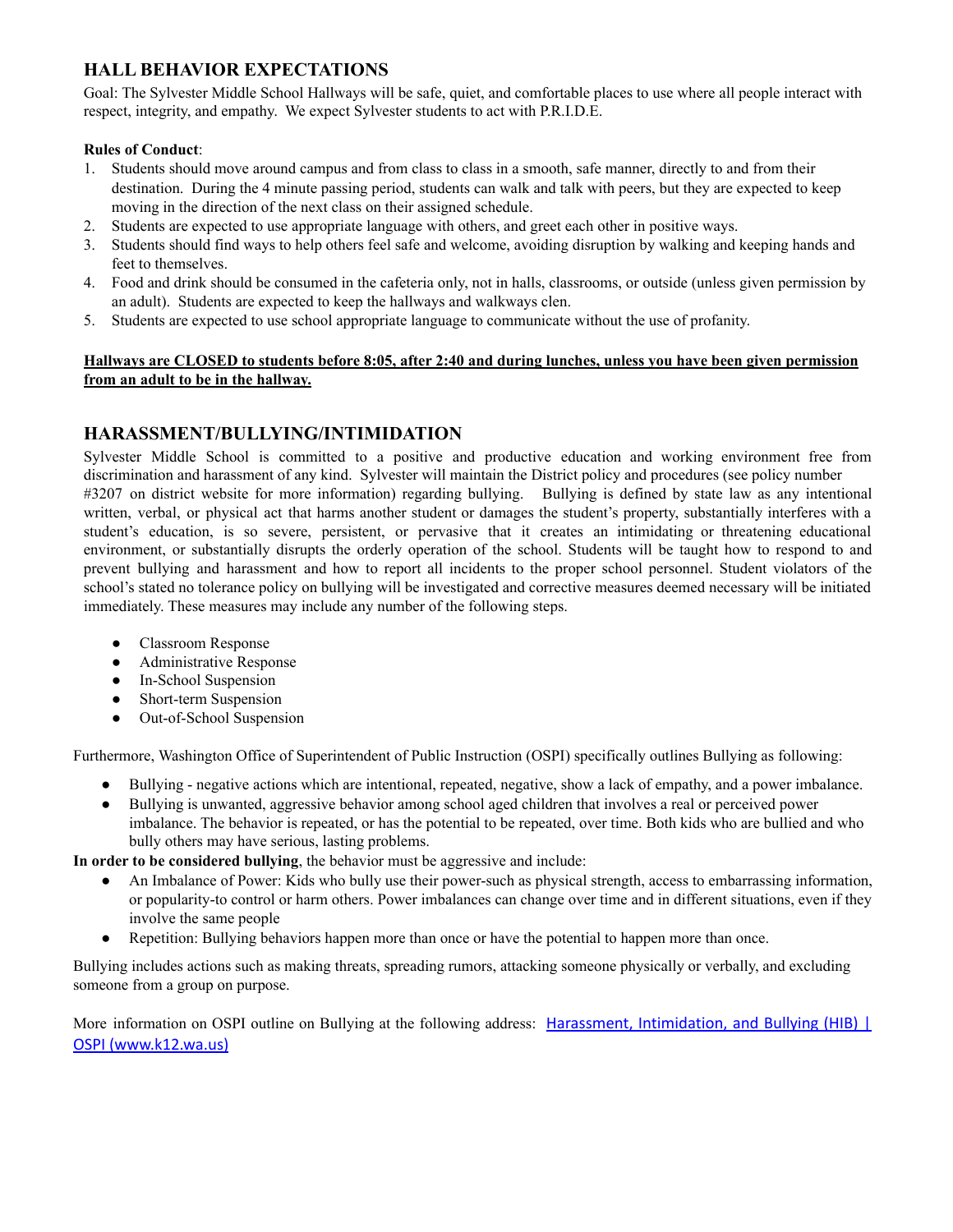## HALL BEHAVIOR EXPECTATIONS

Goal: The Sylvester Middle School Hallways will be safe, quiet, and comfortable places to use where all people interact with respect, integrity, and empathy. We expect Sylvester students to act with P.R.I.D.E.

**Rules of Conduct**:

1. Students should move around campus and from class to class in a smooth, safe manner, directly to and from their destination. During the 4 minute passing period, students can walk and talk with peers, but they are expected to keep moving in the direction of the next class on their assigned schedule.
2. Students are expected to use appropriate language with others, and greet each other in positive ways.
3. Students should find ways to help others feel safe and welcome, avoiding disruption by walking and keeping hands and feet to themselves.
4. Food and drink should be consumed in the cafeteria only, not in halls, classrooms, or outside (unless given permission by an adult). Students are expected to keep the hallways and walkways clen.
5. Students are expected to use school appropriate language to communicate without the use of profanity.

**<u>Hallways are CLOSED to students before 8:05, after 2:40 and during lunches, unless you have been given permission from an adult to be in the hallway.</u>**

## HARASSMENT/BULLYING/INTIMIDATION

Sylvester Middle School is committed to a positive and productive education and working environment free from discrimination and harassment of any kind. Sylvester will maintain the District policy and procedures (see policy number #3207 on district website for more information) regarding bullying. Bullying is defined by state law as any intentional written, verbal, or physical act that harms another student or damages the student's property, substantially interferes with a student's education, is so severe, persistent, or pervasive that it creates an intimidating or threatening educational environment, or substantially disrupts the orderly operation of the school. Students will be taught how to respond to and prevent bullying and harassment and how to report all incidents to the proper school personnel. Student violators of the school's stated no tolerance policy on bullying will be investigated and corrective measures deemed necessary will be initiated immediately. These measures may include any number of the following steps.

- Classroom Response
- Administrative Response
- In-School Suspension
- Short-term Suspension
- Out-of-School Suspension

Furthermore, Washington Office of Superintendent of Public Instruction (OSPI) specifically outlines Bullying as following:

- Bullying - negative actions which are intentional, repeated, negative, show a lack of empathy, and a power imbalance.
- Bullying is unwanted, aggressive behavior among school aged children that involves a real or perceived power imbalance. The behavior is repeated, or has the potential to be repeated, over time. Both kids who are bullied and who bully others may have serious, lasting problems.

**In order to be considered bullying**, the behavior must be aggressive and include:

- An Imbalance of Power: Kids who bully use their power-such as physical strength, access to embarrassing information, or popularity-to control or harm others. Power imbalances can change over time and in different situations, even if they involve the same people
- Repetition: Bullying behaviors happen more than once or have the potential to happen more than once.

Bullying includes actions such as making threats, spreading rumors, attacking someone physically or verbally, and excluding someone from a group on purpose.

More information on OSPI outline on Bullying at the following address: [Harassment, Intimidation, and Bullying (HIB) | OSPI (www.k12.wa.us)](www.k12.wa.us)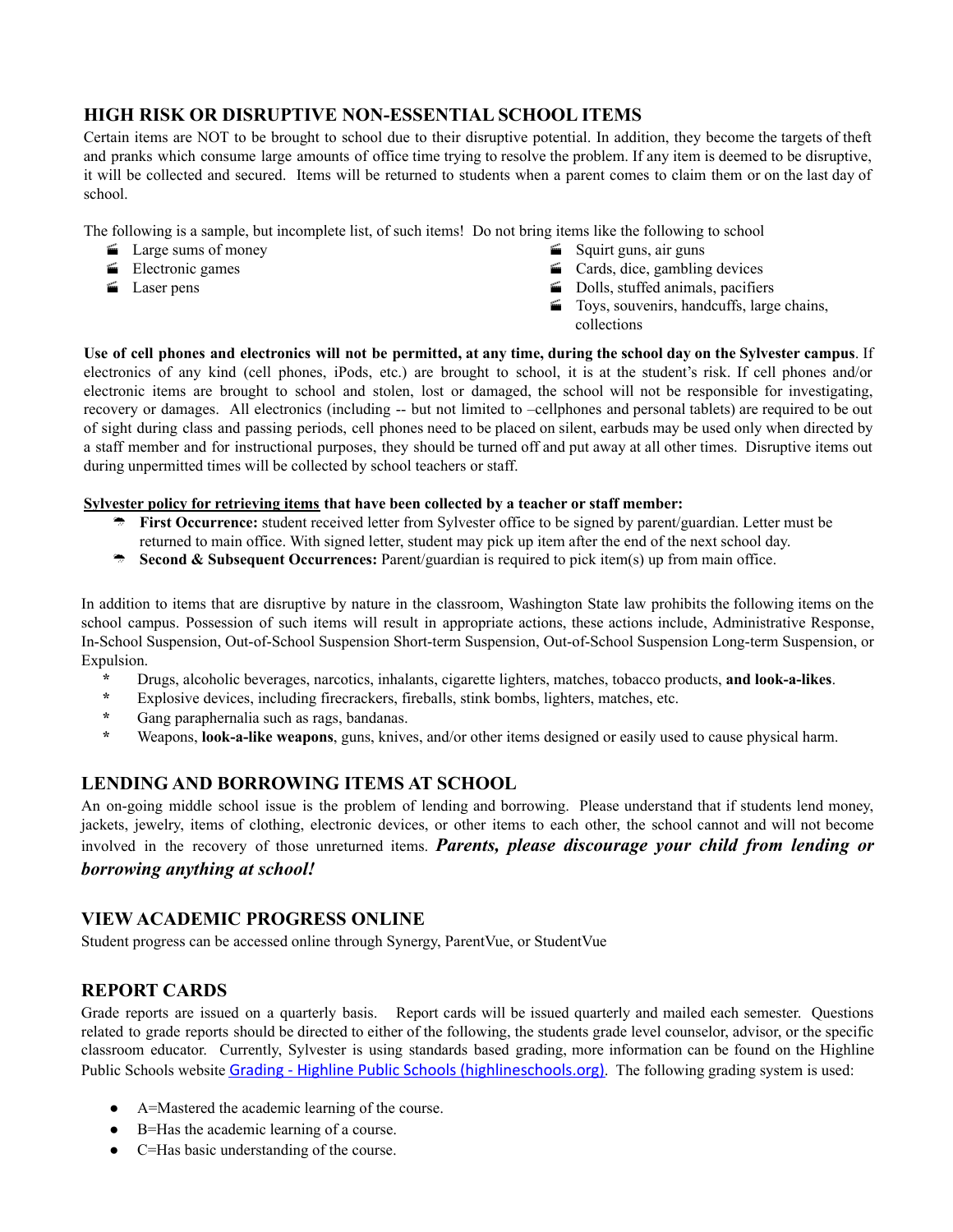## HIGH RISK OR DISRUPTIVE NON-ESSENTIAL SCHOOL ITEMS

Certain items are NOT to be brought to school due to their disruptive potential. In addition, they become the targets of theft and pranks which consume large amounts of office time trying to resolve the problem. If any item is deemed to be disruptive, it will be collected and secured. Items will be returned to students when a parent comes to claim them or on the last day of school.

The following is a sample, but incomplete list, of such items! Do not bring items like the following to school

- Large sums of money
- Electronic games
- Laser pens
- Squirt guns, air guns
- Cards, dice, gambling devices
- Dolls, stuffed animals, pacifiers
- Toys, souvenirs, handcuffs, large chains, collections

**Use of cell phones and electronics will not be permitted, at any time, during the school day on the Sylvester campus**. If electronics of any kind (cell phones, iPods, etc.) are brought to school, it is at the student's risk. If cell phones and/or electronic items are brought to school and stolen, lost or damaged, the school will not be responsible for investigating, recovery or damages. All electronics (including -- but not limited to –cellphones and personal tablets) are required to be out of sight during class and passing periods, cell phones need to be placed on silent, earbuds may be used only when directed by a staff member and for instructional purposes, they should be turned off and put away at all other times. Disruptive items out during unpermitted times will be collected by school teachers or staff.

**<u>Sylvester policy for retrieving items</u> that have been collected by a teacher or staff member:**

- **First Occurrence:** student received letter from Sylvester office to be signed by parent/guardian. Letter must be returned to main office. With signed letter, student may pick up item after the end of the next school day.
- **Second & Subsequent Occurrences:** Parent/guardian is required to pick item(s) up from main office.

In addition to items that are disruptive by nature in the classroom, Washington State law prohibits the following items on the school campus. Possession of such items will result in appropriate actions, these actions include, Administrative Response, In-School Suspension, Out-of-School Suspension Short-term Suspension, Out-of-School Suspension Long-term Suspension, or Expulsion.

- Drugs, alcoholic beverages, narcotics, inhalants, cigarette lighters, matches, tobacco products, **and look-a-likes**.
- Explosive devices, including firecrackers, fireballs, stink bombs, lighters, matches, etc.
- Gang paraphernalia such as rags, bandanas.
- Weapons, **look-a-like weapons**, guns, knives, and/or other items designed or easily used to cause physical harm.

## LENDING AND BORROWING ITEMS AT SCHOOL

An on-going middle school issue is the problem of lending and borrowing. Please understand that if students lend money, jackets, jewelry, items of clothing, electronic devices, or other items to each other, the school cannot and will not become involved in the recovery of those unreturned items. ***Parents, please discourage your child from lending or borrowing anything at school!***

## VIEW ACADEMIC PROGRESS ONLINE

Student progress can be accessed online through Synergy, ParentVue, or StudentVue

## REPORT CARDS

Grade reports are issued on a quarterly basis. Report cards will be issued quarterly and mailed each semester. Questions related to grade reports should be directed to either of the following, the students grade level counselor, advisor, or the specific classroom educator. Currently, Sylvester is using standards based grading, more information can be found on the Highline Public Schools website [Grading - Highline Public Schools (highlineschools.org)](). The following grading system is used:

- A=Mastered the academic learning of the course.
- B=Has the academic learning of a course.
- C=Has basic understanding of the course.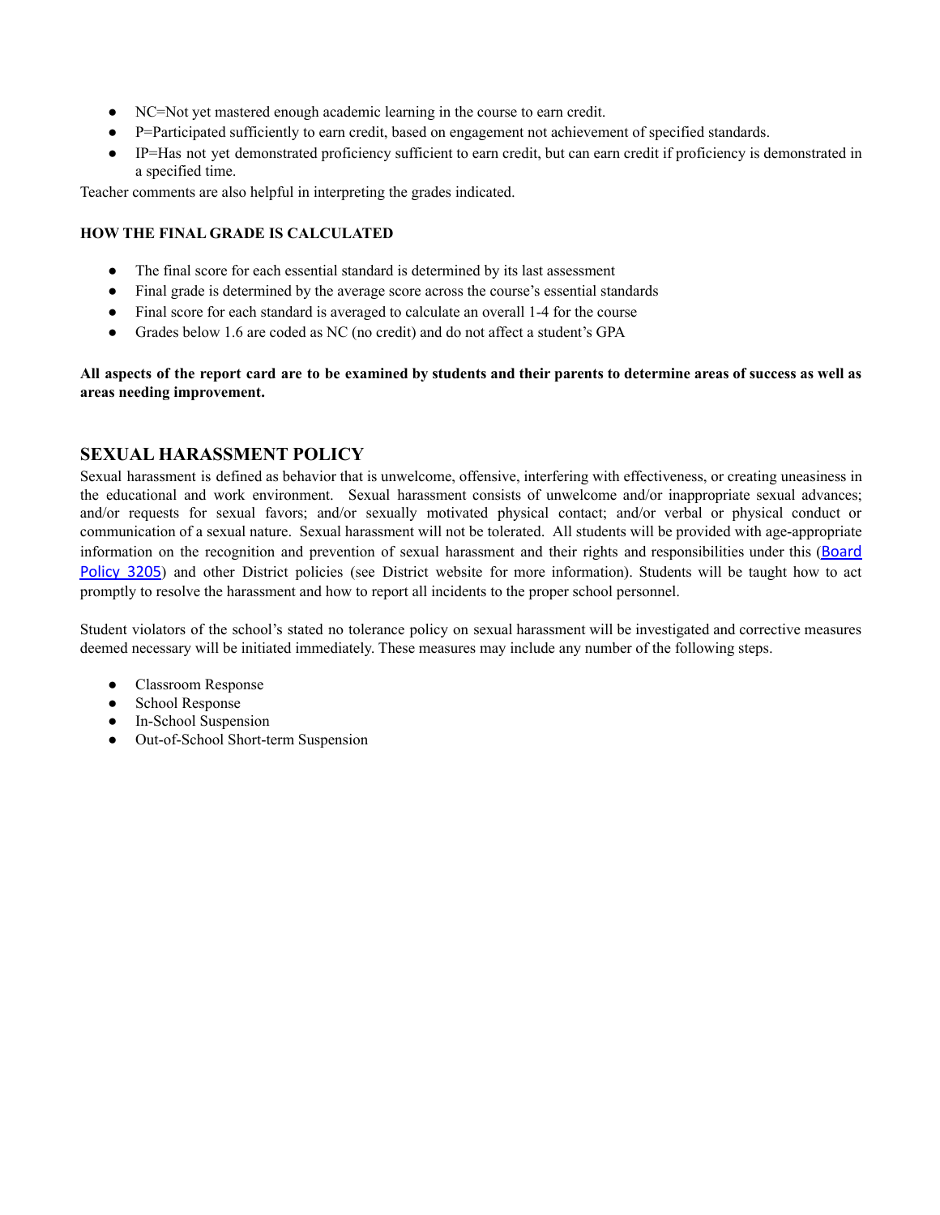- NC=Not yet mastered enough academic learning in the course to earn credit.
- P=Participated sufficiently to earn credit, based on engagement not achievement of specified standards.
- IP=Has not yet demonstrated proficiency sufficient to earn credit, but can earn credit if proficiency is demonstrated in a specified time.

Teacher comments are also helpful in interpreting the grades indicated.

**HOW THE FINAL GRADE IS CALCULATED**

- The final score for each essential standard is determined by its last assessment
- Final grade is determined by the average score across the course's essential standards
- Final score for each standard is averaged to calculate an overall 1-4 for the course
- Grades below 1.6 are coded as NC (no credit) and do not affect a student's GPA

**All aspects of the report card are to be examined by students and their parents to determine areas of success as well as areas needing improvement.**

## SEXUAL HARASSMENT POLICY

Sexual harassment is defined as behavior that is unwelcome, offensive, interfering with effectiveness, or creating uneasiness in the educational and work environment. Sexual harassment consists of unwelcome and/or inappropriate sexual advances; and/or requests for sexual favors; and/or sexually motivated physical contact; and/or verbal or physical conduct or communication of a sexual nature. Sexual harassment will not be tolerated. All students will be provided with age-appropriate information on the recognition and prevention of sexual harassment and their rights and responsibilities under this (Board Policy 3205) and other District policies (see District website for more information). Students will be taught how to act promptly to resolve the harassment and how to report all incidents to the proper school personnel.

Student violators of the school's stated no tolerance policy on sexual harassment will be investigated and corrective measures deemed necessary will be initiated immediately. These measures may include any number of the following steps.

- Classroom Response
- School Response
- In-School Suspension
- Out-of-School Short-term Suspension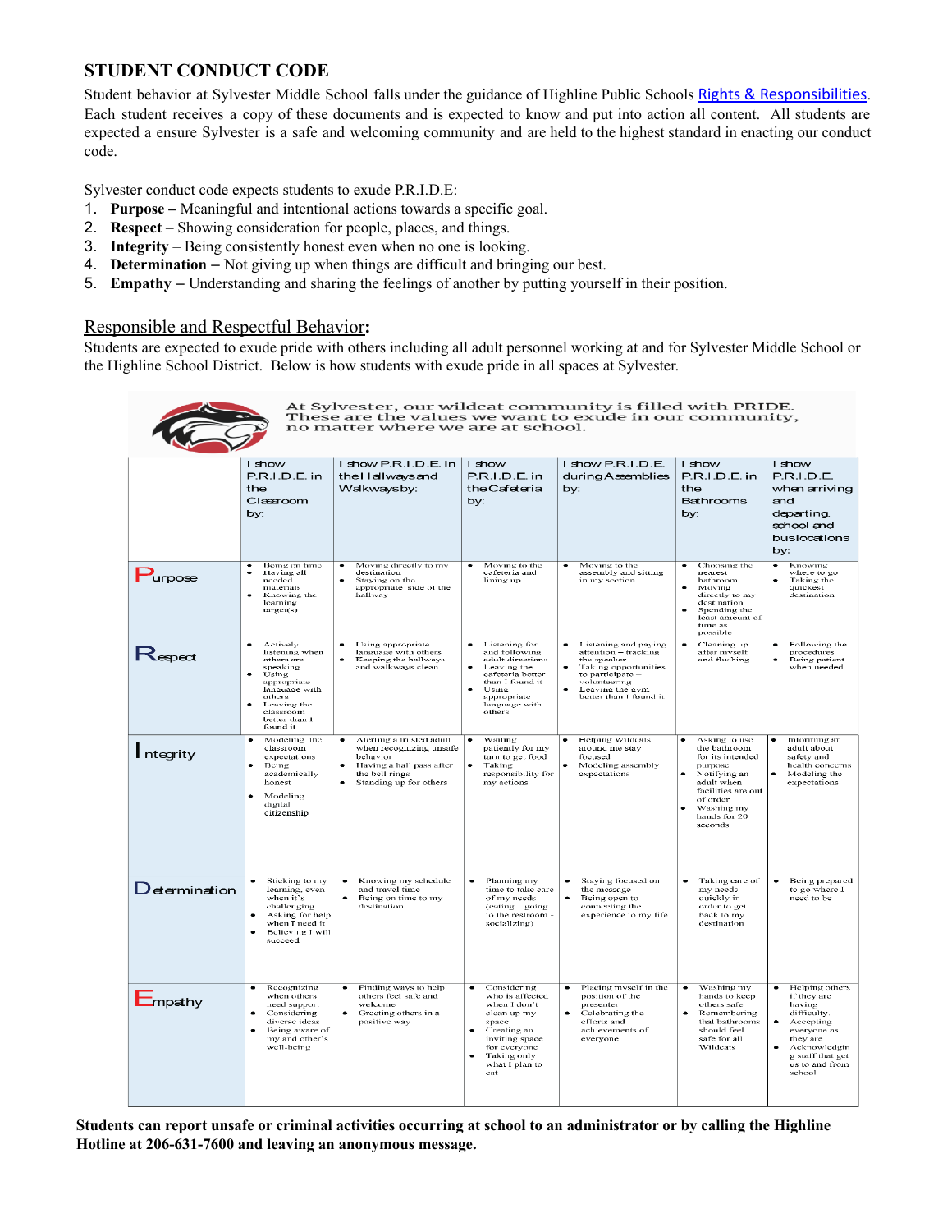## STUDENT CONDUCT CODE

Student behavior at Sylvester Middle School falls under the guidance of Highline Public Schools Rights & Responsibilities. Each student receives a copy of these documents and is expected to know and put into action all content. All students are expected a ensure Sylvester is a safe and welcoming community and are held to the highest standard in enacting our conduct code.

Sylvester conduct code expects students to exude P.R.I.D.E:

1. **Purpose –** Meaningful and intentional actions towards a specific goal.
2. **Respect** – Showing consideration for people, places, and things.
3. **Integrity** – Being consistently honest even when no one is looking.
4. **Determination –** Not giving up when things are difficult and bringing our best.
5. **Empathy –** Understanding and sharing the feelings of another by putting yourself in their position.

### Responsible and Respectful Behavior:

Students are expected to exude pride with others including all adult personnel working at and for Sylvester Middle School or the Highline School District. Below is how students with exude pride in all spaces at Sylvester.

At Sylvester, our wildcat community is filled with PRIDE. These are the values we want to exude in our community, no matter where we are at school.

| | I show P.R.I.D.E. in the Classroom by: | I show P.R.I.D.E. in the Hallways and Walkways by: | I show P.R.I.D.E. in the Cafeteria by: | I show P.R.I.D.E. during Assemblies by: | I show P.R.I.D.E. in the Bathrooms by: | I show P.R.I.D.E. when arriving and departing, school and bus locations by: |
|---|---|---|---|---|---|---|
| Purpose | • Being on time<br>• Having all needed materials<br>• Knowing the learning target(s) | • Moving directly to my destination<br>• Staying on the appropriate side of the hallway | • Moving to the cafeteria and lining up | • Moving to the assembly and sitting in my section | • Choosing the nearest bathroom<br>• Moving directly to my destination<br>• Spending the least amount of time as possible | • Knowing where to go<br>• Taking the quickest destination |
| Respect | • Actively listening when others are speaking<br>• Using appropriate language with others<br>• Leaving the classroom better than I found it | • Using appropriate language with others<br>• Keeping the hallways and walkways clean | • Listening for and following adult directions<br>• Leaving the cafeteria better than I found it<br>• Using appropriate language with others | • Listening and paying attention – tracking the speaker<br>• Taking opportunities to participate – volunteering<br>• Leaving the gym better than I found it | • Cleaning up after myself and flushing | • Following the procedures<br>• Being patient when needed |
| Integrity | • Modeling the classroom expectations<br>• Being academically honest<br>• Modeling digital citizenship | • Alerting a trusted adult when recognizing unsafe behavior<br>• Having a hall pass after the bell rings<br>• Standing up for others | • Waiting patiently for my turn to get food<br>• Taking responsibility for my actions | • Helping Wildcats around me stay focused<br>• Modeling assembly expectations | • Asking to use the bathroom for its intended purpose<br>• Notifying an adult when facilities are out of order<br>• Washing my hands for 20 seconds | • Informing an adult about safety and health concerns<br>• Modeling the expectations |
| Determination | • Sticking to my learning, even when it's challenging<br>• Asking for help when I need it<br>• Believing I will succeed | • Knowing my schedule and travel time<br>• Being on time to my destination | • Planning my time to take care of my needs (eating – going to the restroom - socializing) | • Staying focused on the message<br>• Being open to connecting the experience to my life | • Taking care of my needs quickly in order to get back to my destination | • Being prepared to go where I need to be |
| Empathy | • Recognizing when others need support<br>• Considering diverse ideas<br>• Being aware of my and other's well-being | • Finding ways to help others feel safe and welcome<br>• Greeting others in a positive way | • Considering who is affected when I don't clean up my space<br>• Creating an inviting space for everyone<br>• Taking only what I plan to eat | • Placing myself in the position of the presenter<br>• Celebrating the efforts and achievements of everyone | • Washing my hands to keep others safe<br>• Remembering that bathrooms should feel safe for all Wildcats | • Helping others if they are having difficulty.<br>• Accepting everyone as they are<br>• Acknowledging staff that get us to and from school |

**Students can report unsafe or criminal activities occurring at school to an administrator or by calling the Highline Hotline at 206-631-7600 and leaving an anonymous message.**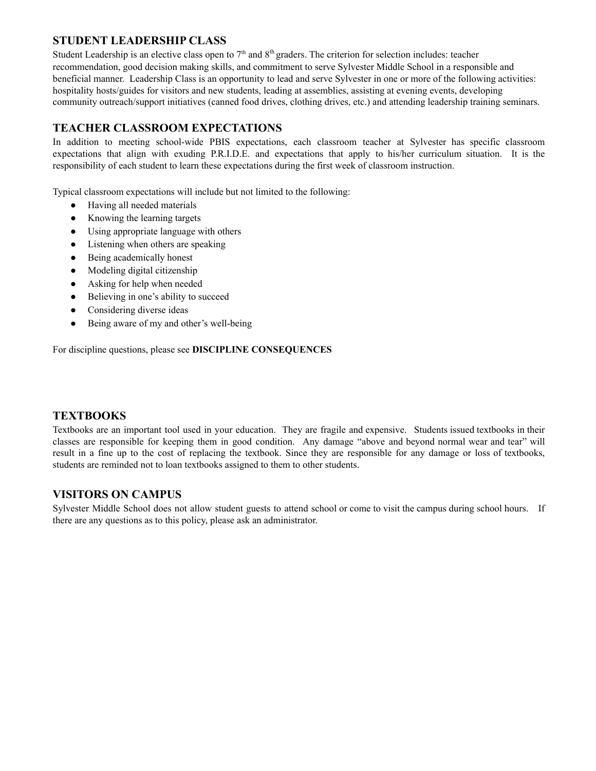## STUDENT LEADERSHIP CLASS

Student Leadership is an elective class open to 7th and 8th graders. The criterion for selection includes: teacher recommendation, good decision making skills, and commitment to serve Sylvester Middle School in a responsible and beneficial manner. Leadership Class is an opportunity to lead and serve Sylvester in one or more of the following activities: hospitality hosts/guides for visitors and new students, leading at assemblies, assisting at evening events, developing community outreach/support initiatives (canned food drives, clothing drives, etc.) and attending leadership training seminars.

## TEACHER CLASSROOM EXPECTATIONS

In addition to meeting school-wide PBIS expectations, each classroom teacher at Sylvester has specific classroom expectations that align with exuding P.R.I.D.E. and expectations that apply to his/her curriculum situation. It is the responsibility of each student to learn these expectations during the first week of classroom instruction.

Typical classroom expectations will include but not limited to the following:

- Having all needed materials
- Knowing the learning targets
- Using appropriate language with others
- Listening when others are speaking
- Being academically honest
- Modeling digital citizenship
- Asking for help when needed
- Believing in one's ability to succeed
- Considering diverse ideas
- Being aware of my and other's well-being

For discipline questions, please see **DISCIPLINE CONSEQUENCES**

## TEXTBOOKS

Textbooks are an important tool used in your education. They are fragile and expensive. Students issued textbooks in their classes are responsible for keeping them in good condition. Any damage "above and beyond normal wear and tear" will result in a fine up to the cost of replacing the textbook. Since they are responsible for any damage or loss of textbooks, students are reminded not to loan textbooks assigned to them to other students.

## VISITORS ON CAMPUS

Sylvester Middle School does not allow student guests to attend school or come to visit the campus during school hours. If there are any questions as to this policy, please ask an administrator.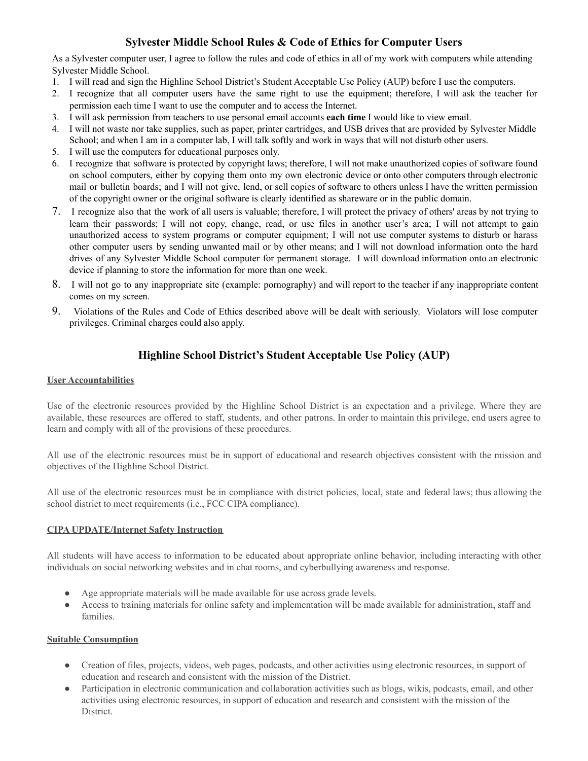## Sylvester Middle School Rules & Code of Ethics for Computer Users

As a Sylvester computer user, I agree to follow the rules and code of ethics in all of my work with computers while attending Sylvester Middle School.

1. I will read and sign the Highline School District's Student Acceptable Use Policy (AUP) before I use the computers.
2. I recognize that all computer users have the same right to use the equipment; therefore, I will ask the teacher for permission each time I want to use the computer and to access the Internet.
3. I will ask permission from teachers to use personal email accounts **each time** I would like to view email.
4. I will not waste nor take supplies, such as paper, printer cartridges, and USB drives that are provided by Sylvester Middle School; and when I am in a computer lab, I will talk softly and work in ways that will not disturb other users.
5. I will use the computers for educational purposes only.
6. I recognize that software is protected by copyright laws; therefore, I will not make unauthorized copies of software found on school computers, either by copying them onto my own electronic device or onto other computers through electronic mail or bulletin boards; and I will not give, lend, or sell copies of software to others unless I have the written permission of the copyright owner or the original software is clearly identified as shareware or in the public domain.
7. I recognize also that the work of all users is valuable; therefore, I will protect the privacy of others' areas by not trying to learn their passwords; I will not copy, change, read, or use files in another user's area; I will not attempt to gain unauthorized access to system programs or computer equipment; I will not use computer systems to disturb or harass other computer users by sending unwanted mail or by other means; and I will not download information onto the hard drives of any Sylvester Middle School computer for permanent storage. I will download information onto an electronic device if planning to store the information for more than one week.
8. I will not go to any inappropriate site (example: pornography) and will report to the teacher if any inappropriate content comes on my screen.
9. Violations of the Rules and Code of Ethics described above will be dealt with seriously. Violators will lose computer privileges. Criminal charges could also apply.

## Highline School District's Student Acceptable Use Policy (AUP)

### User Accountabilities

Use of the electronic resources provided by the Highline School District is an expectation and a privilege. Where they are available, these resources are offered to staff, students, and other patrons. In order to maintain this privilege, end users agree to learn and comply with all of the provisions of these procedures.

All use of the electronic resources must be in support of educational and research objectives consistent with the mission and objectives of the Highline School District.

All use of the electronic resources must be in compliance with district policies, local, state and federal laws; thus allowing the school district to meet requirements (i.e., FCC CIPA compliance).

### CIPA UPDATE/Internet Safety Instruction

All students will have access to information to be educated about appropriate online behavior, including interacting with other individuals on social networking websites and in chat rooms, and cyberbullying awareness and response.

- Age appropriate materials will be made available for use across grade levels.
- Access to training materials for online safety and implementation will be made available for administration, staff and families.

### Suitable Consumption

- Creation of files, projects, videos, web pages, podcasts, and other activities using electronic resources, in support of education and research and consistent with the mission of the District.
- Participation in electronic communication and collaboration activities such as blogs, wikis, podcasts, email, and other activities using electronic resources, in support of education and research and consistent with the mission of the District.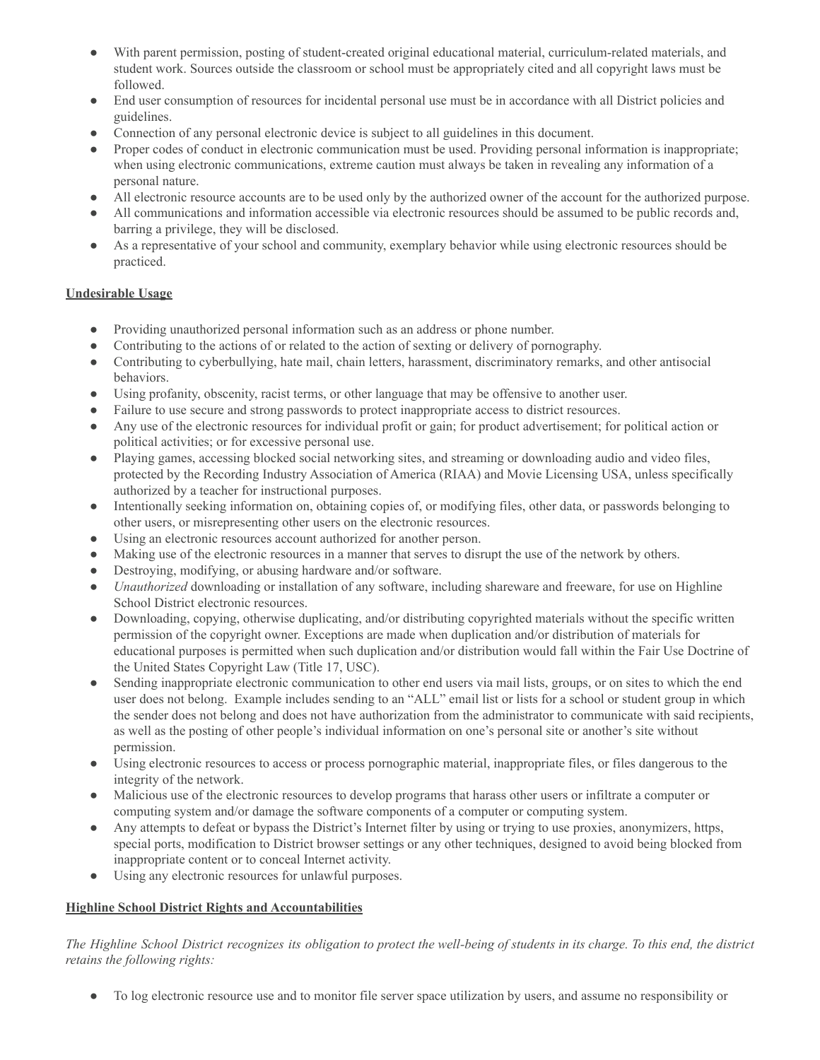- With parent permission, posting of student-created original educational material, curriculum-related materials, and student work. Sources outside the classroom or school must be appropriately cited and all copyright laws must be followed.
- End user consumption of resources for incidental personal use must be in accordance with all District policies and guidelines.
- Connection of any personal electronic device is subject to all guidelines in this document.
- Proper codes of conduct in electronic communication must be used. Providing personal information is inappropriate; when using electronic communications, extreme caution must always be taken in revealing any information of a personal nature.
- All electronic resource accounts are to be used only by the authorized owner of the account for the authorized purpose.
- All communications and information accessible via electronic resources should be assumed to be public records and, barring a privilege, they will be disclosed.
- As a representative of your school and community, exemplary behavior while using electronic resources should be practiced.

**Undesirable Usage**

- Providing unauthorized personal information such as an address or phone number.
- Contributing to the actions of or related to the action of sexting or delivery of pornography.
- Contributing to cyberbullying, hate mail, chain letters, harassment, discriminatory remarks, and other antisocial behaviors.
- Using profanity, obscenity, racist terms, or other language that may be offensive to another user.
- Failure to use secure and strong passwords to protect inappropriate access to district resources.
- Any use of the electronic resources for individual profit or gain; for product advertisement; for political action or political activities; or for excessive personal use.
- Playing games, accessing blocked social networking sites, and streaming or downloading audio and video files, protected by the Recording Industry Association of America (RIAA) and Movie Licensing USA, unless specifically authorized by a teacher for instructional purposes.
- Intentionally seeking information on, obtaining copies of, or modifying files, other data, or passwords belonging to other users, or misrepresenting other users on the electronic resources.
- Using an electronic resources account authorized for another person.
- Making use of the electronic resources in a manner that serves to disrupt the use of the network by others.
- Destroying, modifying, or abusing hardware and/or software.
- *Unauthorized* downloading or installation of any software, including shareware and freeware, for use on Highline School District electronic resources.
- Downloading, copying, otherwise duplicating, and/or distributing copyrighted materials without the specific written permission of the copyright owner. Exceptions are made when duplication and/or distribution of materials for educational purposes is permitted when such duplication and/or distribution would fall within the Fair Use Doctrine of the United States Copyright Law (Title 17, USC).
- Sending inappropriate electronic communication to other end users via mail lists, groups, or on sites to which the end user does not belong. Example includes sending to an "ALL" email list or lists for a school or student group in which the sender does not belong and does not have authorization from the administrator to communicate with said recipients, as well as the posting of other people's individual information on one's personal site or another's site without permission.
- Using electronic resources to access or process pornographic material, inappropriate files, or files dangerous to the integrity of the network.
- Malicious use of the electronic resources to develop programs that harass other users or infiltrate a computer or computing system and/or damage the software components of a computer or computing system.
- Any attempts to defeat or bypass the District's Internet filter by using or trying to use proxies, anonymizers, https, special ports, modification to District browser settings or any other techniques, designed to avoid being blocked from inappropriate content or to conceal Internet activity.
- Using any electronic resources for unlawful purposes.

**Highline School District Rights and Accountabilities**

*The Highline School District recognizes its obligation to protect the well-being of students in its charge. To this end, the district retains the following rights:*

- To log electronic resource use and to monitor file server space utilization by users, and assume no responsibility or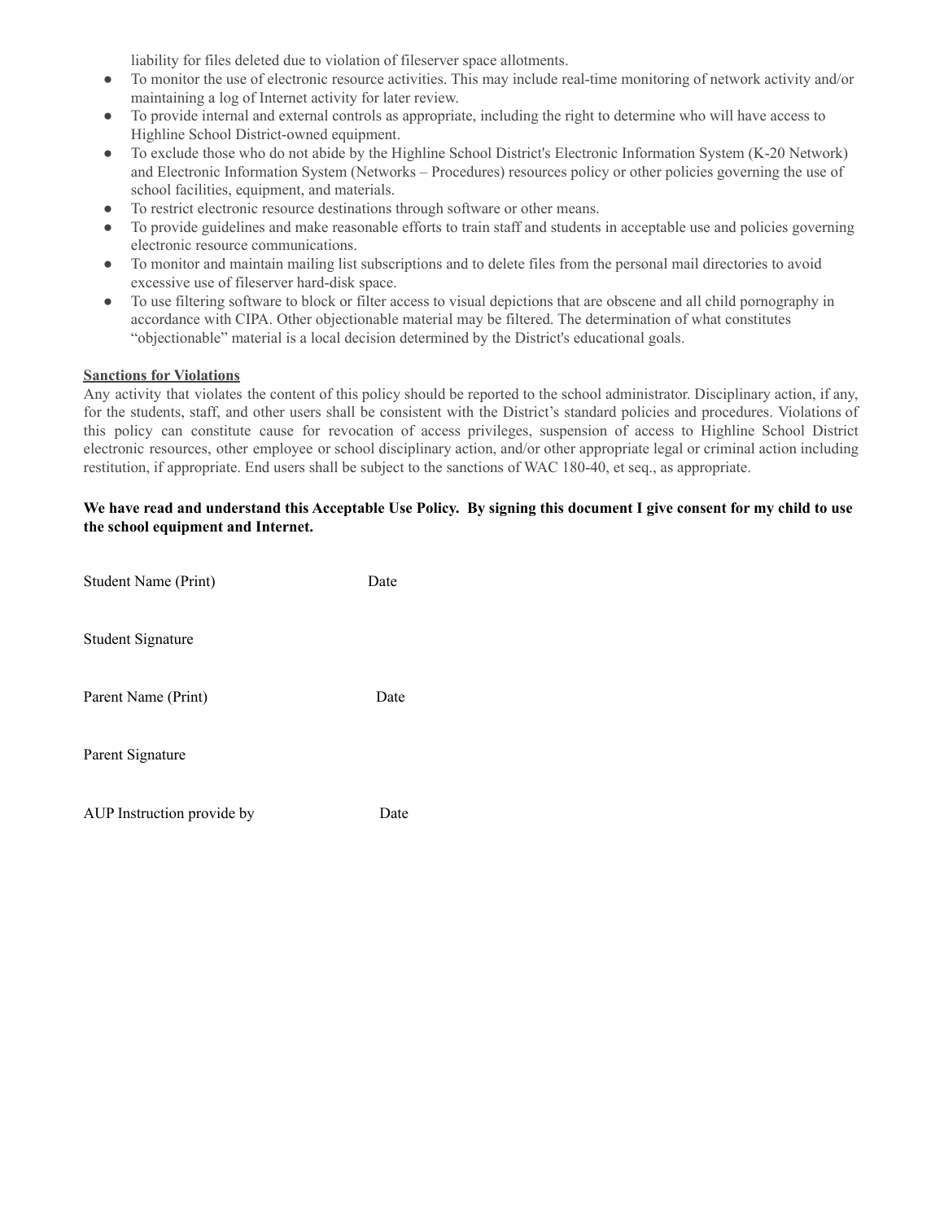liability for files deleted due to violation of fileserver space allotments.

- To monitor the use of electronic resource activities. This may include real-time monitoring of network activity and/or maintaining a log of Internet activity for later review.
- To provide internal and external controls as appropriate, including the right to determine who will have access to Highline School District-owned equipment.
- To exclude those who do not abide by the Highline School District's Electronic Information System (K-20 Network) and Electronic Information System (Networks – Procedures) resources policy or other policies governing the use of school facilities, equipment, and materials.
- To restrict electronic resource destinations through software or other means.
- To provide guidelines and make reasonable efforts to train staff and students in acceptable use and policies governing electronic resource communications.
- To monitor and maintain mailing list subscriptions and to delete files from the personal mail directories to avoid excessive use of fileserver hard-disk space.
- To use filtering software to block or filter access to visual depictions that are obscene and all child pornography in accordance with CIPA. Other objectionable material may be filtered. The determination of what constitutes "objectionable" material is a local decision determined by the District's educational goals.

**Sanctions for Violations**

Any activity that violates the content of this policy should be reported to the school administrator. Disciplinary action, if any, for the students, staff, and other users shall be consistent with the District's standard policies and procedures. Violations of this policy can constitute cause for revocation of access privileges, suspension of access to Highline School District electronic resources, other employee or school disciplinary action, and/or other appropriate legal or criminal action including restitution, if appropriate. End users shall be subject to the sanctions of WAC 180-40, et seq., as appropriate.

**We have read and understand this Acceptable Use Policy. By signing this document I give consent for my child to use the school equipment and Internet.**

Student Name (Print) Date

Student Signature

Parent Name (Print) Date

Parent Signature

AUP Instruction provide by Date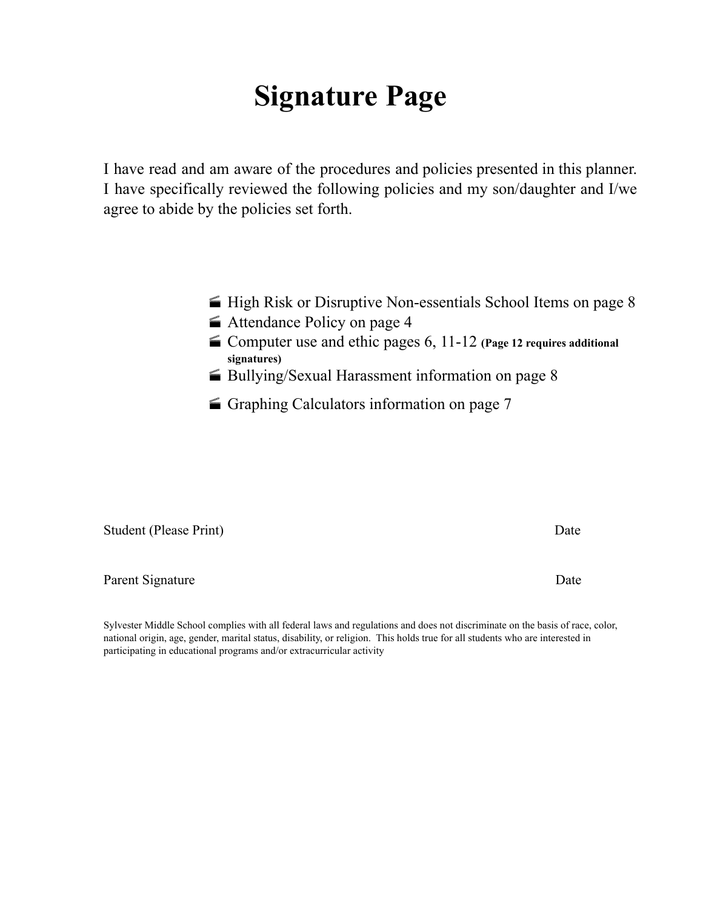# Signature Page

I have read and am aware of the procedures and policies presented in this planner. I have specifically reviewed the following policies and my son/daughter and I/we agree to abide by the policies set forth.

- High Risk or Disruptive Non-essentials School Items on page 8
- Attendance Policy on page 4
- Computer use and ethic pages 6, 11-12 **(Page 12 requires additional signatures)**
- Bullying/Sexual Harassment information on page 8
- Graphing Calculators information on page 7

Student (Please Print) Date

Parent Signature Date

Sylvester Middle School complies with all federal laws and regulations and does not discriminate on the basis of race, color, national origin, age, gender, marital status, disability, or religion. This holds true for all students who are interested in participating in educational programs and/or extracurricular activity